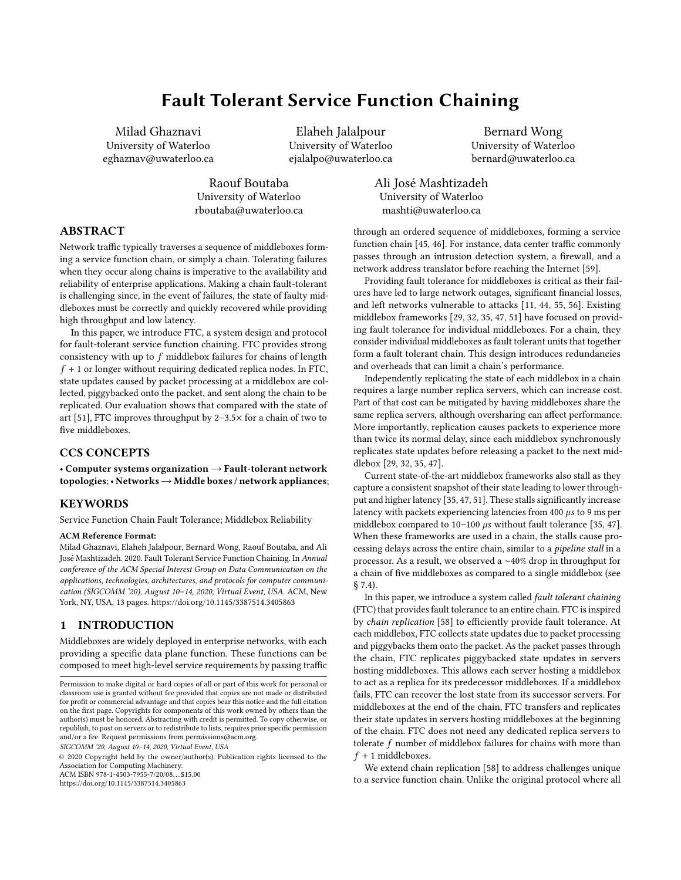# Fault Tolerant Service Function Chaining

Milad Ghaznavi
University of Waterloo
eghaznav@uwaterloo.ca

Elaheh Jalalpour
University of Waterloo
ejalalpo@uwaterloo.ca

Bernard Wong
University of Waterloo
bernard@uwaterloo.ca

Raouf Boutaba
University of Waterloo
rboutaba@uwaterloo.ca

Ali José Mashtizadeh
University of Waterloo
mashti@uwaterloo.ca

## ABSTRACT

Network traffic typically traverses a sequence of middleboxes forming a service function chain, or simply a chain. Tolerating failures when they occur along chains is imperative to the availability and reliability of enterprise applications. Making a chain fault-tolerant is challenging since, in the event of failures, the state of faulty middleboxes must be correctly and quickly recovered while providing high throughput and low latency.

In this paper, we introduce FTC, a system design and protocol for fault-tolerant service function chaining. FTC provides strong consistency with up to $f$ middlebox failures for chains of length $f + 1$ or longer without requiring dedicated replica nodes. In FTC, state updates caused by packet processing at a middlebox are collected, piggybacked onto the packet, and sent along the chain to be replicated. Our evaluation shows that compared with the state of art [51], FTC improves throughput by 2–3.5× for a chain of two to five middleboxes.

## CCS CONCEPTS

• **Computer systems organization → Fault-tolerant network topologies**; • **Networks → Middle boxes / network appliances**;

## KEYWORDS

Service Function Chain Fault Tolerance; Middlebox Reliability

**ACM Reference Format:**
Milad Ghaznavi, Elaheh Jalalpour, Bernard Wong, Raouf Boutaba, and Ali José Mashtizadeh. 2020. Fault Tolerant Service Function Chaining. In *Annual conference of the ACM Special Interest Group on Data Communication on the applications, technologies, architectures, and protocols for computer communication (SIGCOMM '20), August 10–14, 2020, Virtual Event, USA.* ACM, New York, NY, USA, 13 pages. https://doi.org/10.1145/3387514.3405863

## 1 INTRODUCTION

Middleboxes are widely deployed in enterprise networks, with each providing a specific data plane function. These functions can be composed to meet high-level service requirements by passing traffic through an ordered sequence of middleboxes, forming a service function chain [45, 46]. For instance, data center traffic commonly passes through an intrusion detection system, a firewall, and a network address translator before reaching the Internet [59].

Providing fault tolerance for middleboxes is critical as their failures have led to large network outages, significant financial losses, and left networks vulnerable to attacks [11, 44, 55, 56]. Existing middlebox frameworks [29, 32, 35, 47, 51] have focused on providing fault tolerance for individual middleboxes. For a chain, they consider individual middleboxes as fault tolerant units that together form a fault tolerant chain. This design introduces redundancies and overheads that can limit a chain's performance.

Independently replicating the state of each middlebox in a chain requires a large number replica servers, which can increase cost. Part of that cost can be mitigated by having middleboxes share the same replica servers, although oversharing can affect performance. More importantly, replication causes packets to experience more than twice its normal delay, since each middlebox synchronously replicates state updates before releasing a packet to the next middlebox [29, 32, 35, 47].

Current state-of-the-art middlebox frameworks also stall as they capture a consistent snapshot of their state leading to lower throughput and higher latency [35, 47, 51]. These stalls significantly increase latency with packets experiencing latencies from 400 $\mu s$ to 9 ms per middlebox compared to 10–100 $\mu s$ without fault tolerance [35, 47]. When these frameworks are used in a chain, the stalls cause processing delays across the entire chain, similar to a *pipeline stall* in a processor. As a result, we observed a ~40% drop in throughput for a chain of five middleboxes as compared to a single middlebox (see § 7.4).

In this paper, we introduce a system called *fault tolerant chaining* (FTC) that provides fault tolerance to an entire chain. FTC is inspired by *chain replication* [58] to efficiently provide fault tolerance. At each middlebox, FTC collects state updates due to packet processing and piggybacks them onto the packet. As the packet passes through the chain, FTC replicates piggybacked state updates in servers hosting middleboxes. This allows each server hosting a middlebox to act as a replica for its predecessor middleboxes. If a middlebox fails, FTC can recover the lost state from its successor servers. For middleboxes at the end of the chain, FTC transfers and replicates their state updates in servers hosting middleboxes at the beginning of the chain. FTC does not need any dedicated replica servers to tolerate $f$ number of middlebox failures for chains with more than $f + 1$ middleboxes.

We extend chain replication [58] to address challenges unique to a service function chain. Unlike the original protocol where all

Permission to make digital or hard copies of all or part of this work for personal or classroom use is granted without fee provided that copies are not made or distributed for profit or commercial advantage and that copies bear this notice and the full citation on the first page. Copyrights for components of this work owned by others than the author(s) must be honored. Abstracting with credit is permitted. To copy otherwise, or republish, to post on servers or to redistribute to lists, requires prior specific permission and/or a fee. Request permissions from permissions@acm.org.
*SIGCOMM '20, August 10–14, 2020, Virtual Event, USA*
© 2020 Copyright held by the owner/author(s). Publication rights licensed to the Association for Computing Machinery.
ACM ISBN 978-1-4503-7955-7/20/08…$15.00
https://doi.org/10.1145/3387514.3405863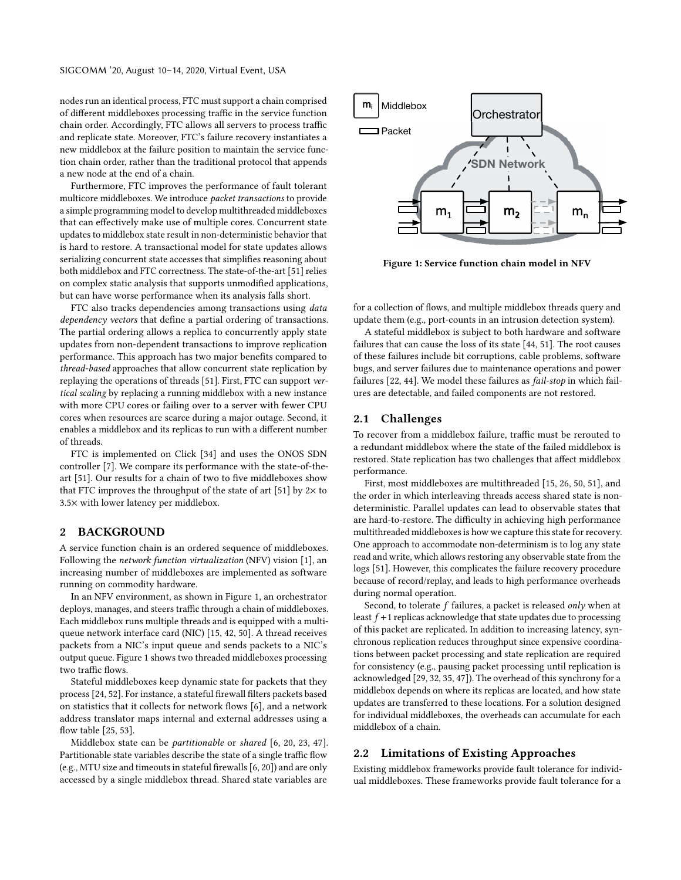nodes run an identical process, FTC must support a chain comprised of different middleboxes processing traffic in the service function chain order. Accordingly, FTC allows all servers to process traffic and replicate state. Moreover, FTC's failure recovery instantiates a new middlebox at the failure position to maintain the service function chain order, rather than the traditional protocol that appends a new node at the end of a chain.

Furthermore, FTC improves the performance of fault tolerant multicore middleboxes. We introduce *packet transactions* to provide a simple programming model to develop multithreaded middleboxes that can effectively make use of multiple cores. Concurrent state updates to middlebox state result in non-deterministic behavior that is hard to restore. A transactional model for state updates allows serializing concurrent state accesses that simplifies reasoning about both middlebox and FTC correctness. The state-of-the-art [51] relies on complex static analysis that supports unmodified applications, but can have worse performance when its analysis falls short.

FTC also tracks dependencies among transactions using *data dependency vectors* that define a partial ordering of transactions. The partial ordering allows a replica to concurrently apply state updates from non-dependent transactions to improve replication performance. This approach has two major benefits compared to *thread-based* approaches that allow concurrent state replication by replaying the operations of threads [51]. First, FTC can support *vertical scaling* by replacing a running middlebox with a new instance with more CPU cores or failing over to a server with fewer CPU cores when resources are scarce during a major outage. Second, it enables a middlebox and its replicas to run with a different number of threads.

FTC is implemented on Click [34] and uses the ONOS SDN controller [7]. We compare its performance with the state-of-the-art [51]. Our results for a chain of two to five middleboxes show that FTC improves the throughput of the state of art [51] by 2× to 3.5× with lower latency per middlebox.

## 2 BACKGROUND

A service function chain is an ordered sequence of middleboxes. Following the *network function virtualization* (NFV) vision [1], an increasing number of middleboxes are implemented as software running on commodity hardware.

In an NFV environment, as shown in Figure 1, an orchestrator deploys, manages, and steers traffic through a chain of middleboxes. Each middlebox runs multiple threads and is equipped with a multi-queue network interface card (NIC) [15, 42, 50]. A thread receives packets from a NIC's input queue and sends packets to a NIC's output queue. Figure 1 shows two threaded middleboxes processing two traffic flows.

Stateful middleboxes keep dynamic state for packets that they process [24, 52]. For instance, a stateful firewall filters packets based on statistics that it collects for network flows [6], and a network address translator maps internal and external addresses using a flow table [25, 53].

Middlebox state can be *partitionable* or *shared* [6, 20, 23, 47]. Partitionable state variables describe the state of a single traffic flow (e.g., MTU size and timeouts in stateful firewalls [6, 20]) and are only accessed by a single middlebox thread. Shared state variables are for a collection of flows, and multiple middlebox threads query and update them (e.g., port-counts in an intrusion detection system).

Figure 1: Service function chain model in NFV

A stateful middlebox is subject to both hardware and software failures that can cause the loss of its state [44, 51]. The root causes of these failures include bit corruptions, cable problems, software bugs, and server failures due to maintenance operations and power failures [22, 44]. We model these failures as *fail-stop* in which failures are detectable, and failed components are not restored.

### 2.1 Challenges

To recover from a middlebox failure, traffic must be rerouted to a redundant middlebox where the state of the failed middlebox is restored. State replication has two challenges that affect middlebox performance.

First, most middleboxes are multithreaded [15, 26, 50, 51], and the order in which interleaving threads access shared state is non-deterministic. Parallel updates can lead to observable states that are hard-to-restore. The difficulty in achieving high performance multithreaded middleboxes is how we capture this state for recovery. One approach to accommodate non-determinism is to log any state read and write, which allows restoring any observable state from the logs [51]. However, this complicates the failure recovery procedure because of record/replay, and leads to high performance overheads during normal operation.

Second, to tolerate $f$ failures, a packet is released *only* when at least $f+1$ replicas acknowledge that state updates due to processing of this packet are replicated. In addition to increasing latency, synchronous replication reduces throughput since expensive coordinations between packet processing and state replication are required for consistency (e.g., pausing packet processing until replication is acknowledged [29, 32, 35, 47]). The overhead of this synchrony for a middlebox depends on where its replicas are located, and how state updates are transferred to these locations. For a solution designed for individual middleboxes, the overheads can accumulate for each middlebox of a chain.

### 2.2 Limitations of Existing Approaches

Existing middlebox frameworks provide fault tolerance for individual middleboxes. These frameworks provide fault tolerance for a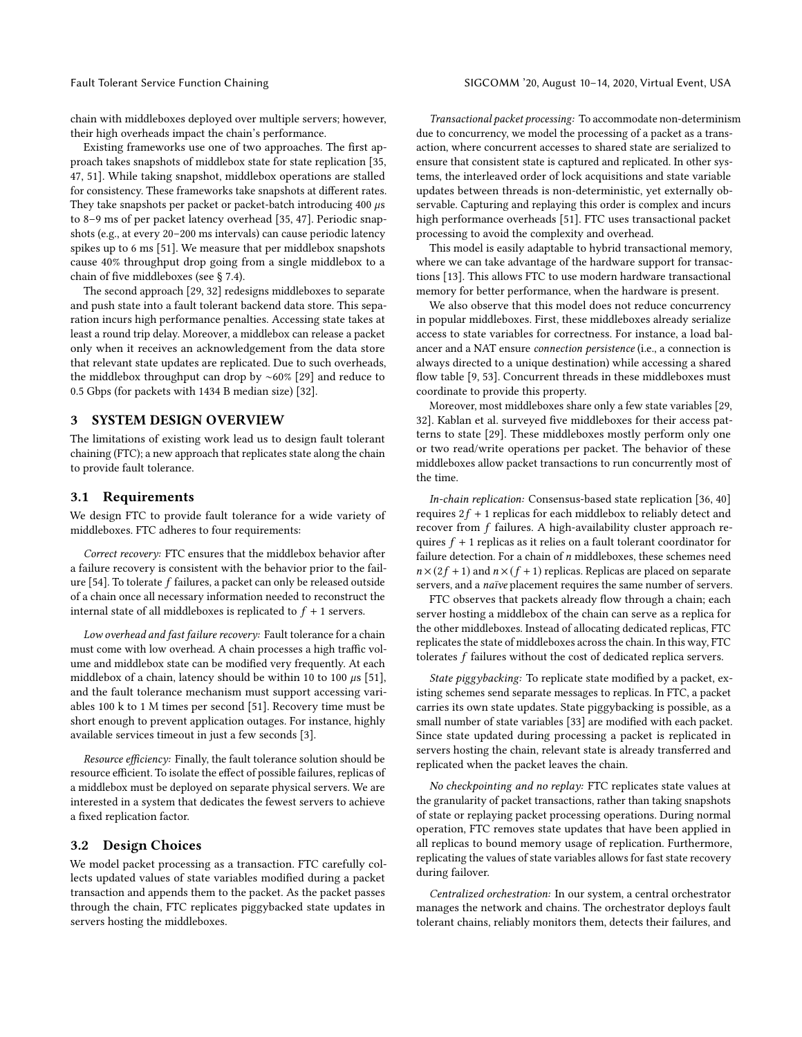chain with middleboxes deployed over multiple servers; however, their high overheads impact the chain's performance.

Existing frameworks use one of two approaches. The first approach takes snapshots of middlebox state for state replication [35, 47, 51]. While taking snapshot, middlebox operations are stalled for consistency. These frameworks take snapshots at different rates. They take snapshots per packet or packet-batch introducing 400 $\mu$s to 8–9 ms of per packet latency overhead [35, 47]. Periodic snapshots (e.g., at every 20–200 ms intervals) can cause periodic latency spikes up to 6 ms [51]. We measure that per middlebox snapshots cause 40% throughput drop going from a single middlebox to a chain of five middleboxes (see § 7.4).

The second approach [29, 32] redesigns middleboxes to separate and push state into a fault tolerant backend data store. This separation incurs high performance penalties. Accessing state takes at least a round trip delay. Moreover, a middlebox can release a packet only when it receives an acknowledgement from the data store that relevant state updates are replicated. Due to such overheads, the middlebox throughput can drop by ~60% [29] and reduce to 0.5 Gbps (for packets with 1434 B median size) [32].

## 3 SYSTEM DESIGN OVERVIEW

The limitations of existing work lead us to design fault tolerant chaining (FTC); a new approach that replicates state along the chain to provide fault tolerance.

### 3.1 Requirements

We design FTC to provide fault tolerance for a wide variety of middleboxes. FTC adheres to four requirements:

*Correct recovery:* FTC ensures that the middlebox behavior after a failure recovery is consistent with the behavior prior to the failure [54]. To tolerate $f$ failures, a packet can only be released outside of a chain once all necessary information needed to reconstruct the internal state of all middleboxes is replicated to $f + 1$ servers.

*Low overhead and fast failure recovery:* Fault tolerance for a chain must come with low overhead. A chain processes a high traffic volume and middlebox state can be modified very frequently. At each middlebox of a chain, latency should be within 10 to 100 $\mu$s [51], and the fault tolerance mechanism must support accessing variables 100 k to 1 M times per second [51]. Recovery time must be short enough to prevent application outages. For instance, highly available services timeout in just a few seconds [3].

*Resource efficiency:* Finally, the fault tolerance solution should be resource efficient. To isolate the effect of possible failures, replicas of a middlebox must be deployed on separate physical servers. We are interested in a system that dedicates the fewest servers to achieve a fixed replication factor.

### 3.2 Design Choices

We model packet processing as a transaction. FTC carefully collects updated values of state variables modified during a packet transaction and appends them to the packet. As the packet passes through the chain, FTC replicates piggybacked state updates in servers hosting the middleboxes.

*Transactional packet processing:* To accommodate non-determinism due to concurrency, we model the processing of a packet as a transaction, where concurrent accesses to shared state are serialized to ensure that consistent state is captured and replicated. In other systems, the interleaved order of lock acquisitions and state variable updates between threads is non-deterministic, yet externally observable. Capturing and replaying this order is complex and incurs high performance overheads [51]. FTC uses transactional packet processing to avoid the complexity and overhead.

This model is easily adaptable to hybrid transactional memory, where we can take advantage of the hardware support for transactions [13]. This allows FTC to use modern hardware transactional memory for better performance, when the hardware is present.

We also observe that this model does not reduce concurrency in popular middleboxes. First, these middleboxes already serialize access to state variables for correctness. For instance, a load balancer and a NAT ensure *connection persistence* (i.e., a connection is always directed to a unique destination) while accessing a shared flow table [9, 53]. Concurrent threads in these middleboxes must coordinate to provide this property.

Moreover, most middleboxes share only a few state variables [29, 32]. Kablan et al. surveyed five middleboxes for their access patterns to state [29]. These middleboxes mostly perform only one or two read/write operations per packet. The behavior of these middleboxes allow packet transactions to run concurrently most of the time.

*In-chain replication:* Consensus-based state replication [36, 40] requires $2f + 1$ replicas for each middlebox to reliably detect and recover from $f$ failures. A high-availability cluster approach requires $f + 1$ replicas as it relies on a fault tolerant coordinator for failure detection. For a chain of $n$ middleboxes, these schemes need $n \times (2f + 1)$ and $n \times (f + 1)$ replicas. Replicas are placed on separate servers, and a *naïve* placement requires the same number of servers.

FTC observes that packets already flow through a chain; each server hosting a middlebox of the chain can serve as a replica for the other middleboxes. Instead of allocating dedicated replicas, FTC replicates the state of middleboxes across the chain. In this way, FTC tolerates $f$ failures without the cost of dedicated replica servers.

*State piggybacking:* To replicate state modified by a packet, existing schemes send separate messages to replicas. In FTC, a packet carries its own state updates. State piggybacking is possible, as a small number of state variables [33] are modified with each packet. Since state updated during processing a packet is replicated in servers hosting the chain, relevant state is already transferred and replicated when the packet leaves the chain.

*No checkpointing and no replay:* FTC replicates state values at the granularity of packet transactions, rather than taking snapshots of state or replaying packet processing operations. During normal operation, FTC removes state updates that have been applied in all replicas to bound memory usage of replication. Furthermore, replicating the values of state variables allows for fast state recovery during failover.

*Centralized orchestration:* In our system, a central orchestrator manages the network and chains. The orchestrator deploys fault tolerant chains, reliably monitors them, detects their failures, and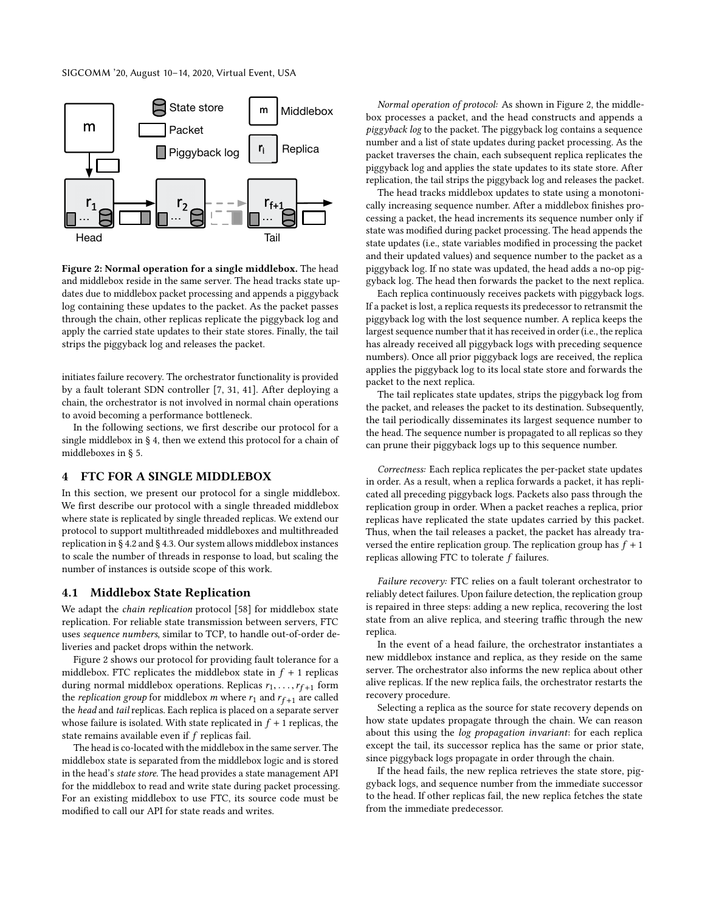Figure 2: Normal operation for a single middlebox. The head and middlebox reside in the same server. The head tracks state updates due to middlebox packet processing and appends a piggyback log containing these updates to the packet. As the packet passes through the chain, other replicas replicate the piggyback log and apply the carried state updates to their state stores. Finally, the tail strips the piggyback log and releases the packet.

initiates failure recovery. The orchestrator functionality is provided by a fault tolerant SDN controller [7, 31, 41]. After deploying a chain, the orchestrator is not involved in normal chain operations to avoid becoming a performance bottleneck.

In the following sections, we first describe our protocol for a single middlebox in § 4, then we extend this protocol for a chain of middleboxes in § 5.

## 4 FTC FOR A SINGLE MIDDLEBOX

In this section, we present our protocol for a single middlebox. We first describe our protocol with a single threaded middlebox where state is replicated by single threaded replicas. We extend our protocol to support multithreaded middleboxes and multithreaded replication in § 4.2 and § 4.3. Our system allows middlebox instances to scale the number of threads in response to load, but scaling the number of instances is outside scope of this work.

### 4.1 Middlebox State Replication

We adapt the *chain replication* protocol [58] for middlebox state replication. For reliable state transmission between servers, FTC uses *sequence numbers*, similar to TCP, to handle out-of-order deliveries and packet drops within the network.

Figure 2 shows our protocol for providing fault tolerance for a middlebox. FTC replicates the middlebox state in $f + 1$ replicas during normal middlebox operations. Replicas $r_1, \ldots, r_{f+1}$ form the *replication group* for middlebox *m* where $r_1$ and $r_{f+1}$ are called the *head* and *tail* replicas. Each replica is placed on a separate server whose failure is isolated. With state replicated in $f + 1$ replicas, the state remains available even if $f$ replicas fail.

The head is co-located with the middlebox in the same server. The middlebox state is separated from the middlebox logic and is stored in the head's *state store*. The head provides a state management API for the middlebox to read and write state during packet processing. For an existing middlebox to use FTC, its source code must be modified to call our API for state reads and writes.

*Normal operation of protocol:* As shown in Figure 2, the middlebox processes a packet, and the head constructs and appends a *piggyback log* to the packet. The piggyback log contains a sequence number and a list of state updates during packet processing. As the packet traverses the chain, each subsequent replica replicates the piggyback log and applies the state updates to its state store. After replication, the tail strips the piggyback log and releases the packet.

The head tracks middlebox updates to state using a monotonically increasing sequence number. After a middlebox finishes processing a packet, the head increments its sequence number only if state was modified during packet processing. The head appends the state updates (i.e., state variables modified in processing the packet and their updated values) and sequence number to the packet as a piggyback log. If no state was updated, the head adds a no-op piggyback log. The head then forwards the packet to the next replica.

Each replica continuously receives packets with piggyback logs. If a packet is lost, a replica requests its predecessor to retransmit the piggyback log with the lost sequence number. A replica keeps the largest sequence number that it has received in order (i.e., the replica has already received all piggyback logs with preceding sequence numbers). Once all prior piggyback logs are received, the replica applies the piggyback log to its local state store and forwards the packet to the next replica.

The tail replicates state updates, strips the piggyback log from the packet, and releases the packet to its destination. Subsequently, the tail periodically disseminates its largest sequence number to the head. The sequence number is propagated to all replicas so they can prune their piggyback logs up to this sequence number.

*Correctness:* Each replica replicates the per-packet state updates in order. As a result, when a replica forwards a packet, it has replicated all preceding piggyback logs. Packets also pass through the replication group in order. When a packet reaches a replica, prior replicas have replicated the state updates carried by this packet. Thus, when the tail releases a packet, the packet has already traversed the entire replication group. The replication group has $f + 1$ replicas allowing FTC to tolerate $f$ failures.

*Failure recovery:* FTC relies on a fault tolerant orchestrator to reliably detect failures. Upon failure detection, the replication group is repaired in three steps: adding a new replica, recovering the lost state from an alive replica, and steering traffic through the new replica.

In the event of a head failure, the orchestrator instantiates a new middlebox instance and replica, as they reside on the same server. The orchestrator also informs the new replica about other alive replicas. If the new replica fails, the orchestrator restarts the recovery procedure.

Selecting a replica as the source for state recovery depends on how state updates propagate through the chain. We can reason about this using the *log propagation invariant*: for each replica except the tail, its successor replica has the same or prior state, since piggyback logs propagate in order through the chain.

If the head fails, the new replica retrieves the state store, piggyback logs, and sequence number from the immediate successor to the head. If other replicas fail, the new replica fetches the state from the immediate predecessor.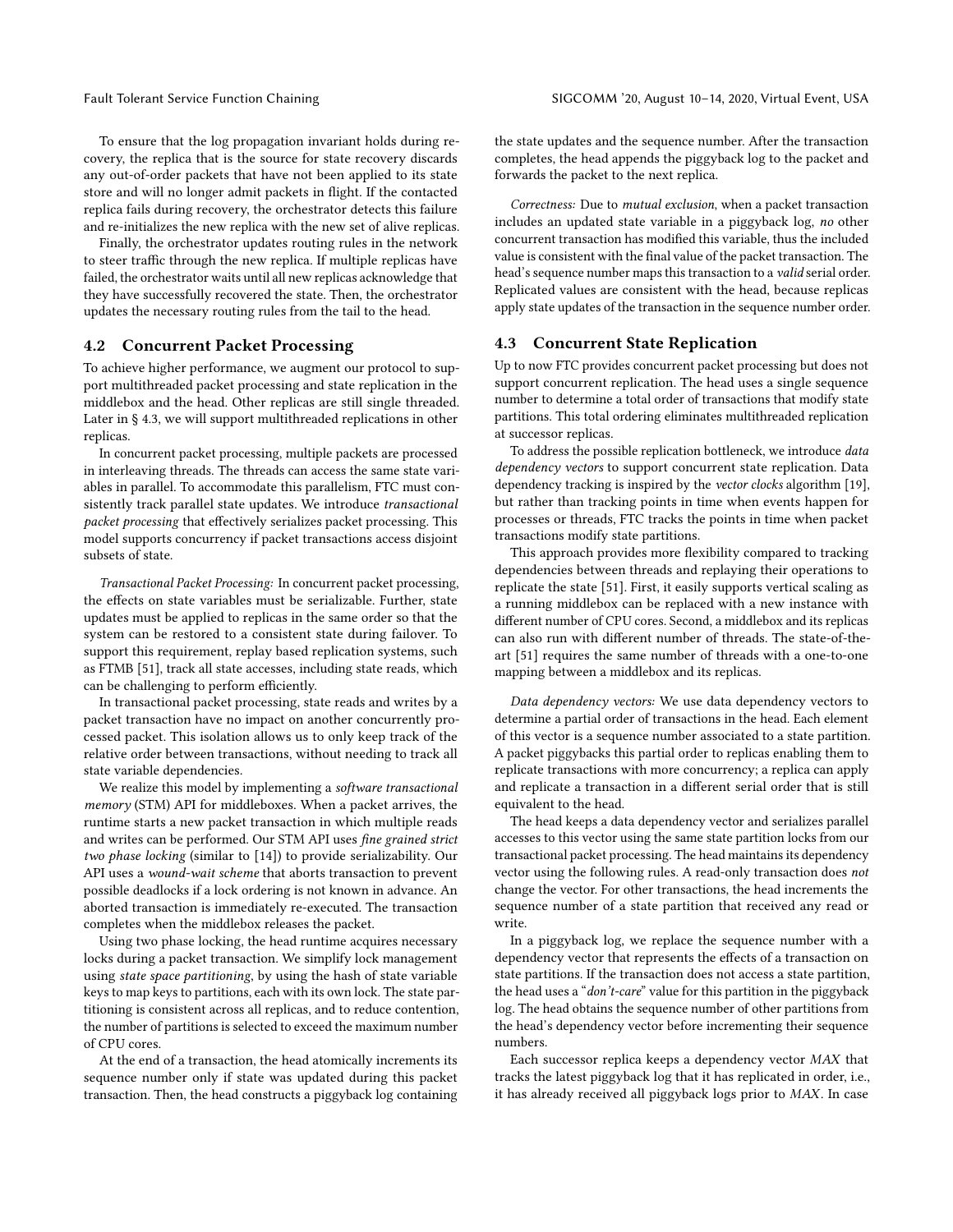To ensure that the log propagation invariant holds during recovery, the replica that is the source for state recovery discards any out-of-order packets that have not been applied to its state store and will no longer admit packets in flight. If the contacted replica fails during recovery, the orchestrator detects this failure and re-initializes the new replica with the new set of alive replicas.

Finally, the orchestrator updates routing rules in the network to steer traffic through the new replica. If multiple replicas have failed, the orchestrator waits until all new replicas acknowledge that they have successfully recovered the state. Then, the orchestrator updates the necessary routing rules from the tail to the head.

## 4.2 Concurrent Packet Processing

To achieve higher performance, we augment our protocol to support multithreaded packet processing and state replication in the middlebox and the head. Other replicas are still single threaded. Later in § 4.3, we will support multithreaded replications in other replicas.

In concurrent packet processing, multiple packets are processed in interleaving threads. The threads can access the same state variables in parallel. To accommodate this parallelism, FTC must consistently track parallel state updates. We introduce *transactional packet processing* that effectively serializes packet processing. This model supports concurrency if packet transactions access disjoint subsets of state.

*Transactional Packet Processing:* In concurrent packet processing, the effects on state variables must be serializable. Further, state updates must be applied to replicas in the same order so that the system can be restored to a consistent state during failover. To support this requirement, replay based replication systems, such as FTMB [51], track all state accesses, including state reads, which can be challenging to perform efficiently.

In transactional packet processing, state reads and writes by a packet transaction have no impact on another concurrently processed packet. This isolation allows us to only keep track of the relative order between transactions, without needing to track all state variable dependencies.

We realize this model by implementing a *software transactional memory* (STM) API for middleboxes. When a packet arrives, the runtime starts a new packet transaction in which multiple reads and writes can be performed. Our STM API uses *fine grained strict two phase locking* (similar to [14]) to provide serializability. Our API uses a *wound-wait scheme* that aborts transaction to prevent possible deadlocks if a lock ordering is not known in advance. An aborted transaction is immediately re-executed. The transaction completes when the middlebox releases the packet.

Using two phase locking, the head runtime acquires necessary locks during a packet transaction. We simplify lock management using *state space partitioning*, by using the hash of state variable keys to map keys to partitions, each with its own lock. The state partitioning is consistent across all replicas, and to reduce contention, the number of partitions is selected to exceed the maximum number of CPU cores.

At the end of a transaction, the head atomically increments its sequence number only if state was updated during this packet transaction. Then, the head constructs a piggyback log containing the state updates and the sequence number. After the transaction completes, the head appends the piggyback log to the packet and forwards the packet to the next replica.

*Correctness:* Due to *mutual exclusion*, when a packet transaction includes an updated state variable in a piggyback log, *no* other concurrent transaction has modified this variable, thus the included value is consistent with the final value of the packet transaction. The head's sequence number maps this transaction to a *valid* serial order. Replicated values are consistent with the head, because replicas apply state updates of the transaction in the sequence number order.

## 4.3 Concurrent State Replication

Up to now FTC provides concurrent packet processing but does not support concurrent replication. The head uses a single sequence number to determine a total order of transactions that modify state partitions. This total ordering eliminates multithreaded replication at successor replicas.

To address the possible replication bottleneck, we introduce *data dependency vectors* to support concurrent state replication. Data dependency tracking is inspired by the *vector clocks* algorithm [19], but rather than tracking points in time when events happen for processes or threads, FTC tracks the points in time when packet transactions modify state partitions.

This approach provides more flexibility compared to tracking dependencies between threads and replaying their operations to replicate the state [51]. First, it easily supports vertical scaling as a running middlebox can be replaced with a new instance with different number of CPU cores. Second, a middlebox and its replicas can also run with different number of threads. The state-of-the-art [51] requires the same number of threads with a one-to-one mapping between a middlebox and its replicas.

*Data dependency vectors:* We use data dependency vectors to determine a partial order of transactions in the head. Each element of this vector is a sequence number associated to a state partition. A packet piggybacks this partial order to replicas enabling them to replicate transactions with more concurrency; a replica can apply and replicate a transaction in a different serial order that is still equivalent to the head.

The head keeps a data dependency vector and serializes parallel accesses to this vector using the same state partition locks from our transactional packet processing. The head maintains its dependency vector using the following rules. A read-only transaction does *not* change the vector. For other transactions, the head increments the sequence number of a state partition that received any read or write.

In a piggyback log, we replace the sequence number with a dependency vector that represents the effects of a transaction on state partitions. If the transaction does not access a state partition, the head uses a "*don't-care*" value for this partition in the piggyback log. The head obtains the sequence number of other partitions from the head's dependency vector before incrementing their sequence numbers.

Each successor replica keeps a dependency vector *MAX* that tracks the latest piggyback log that it has replicated in order, i.e., it has already received all piggyback logs prior to *MAX*. In case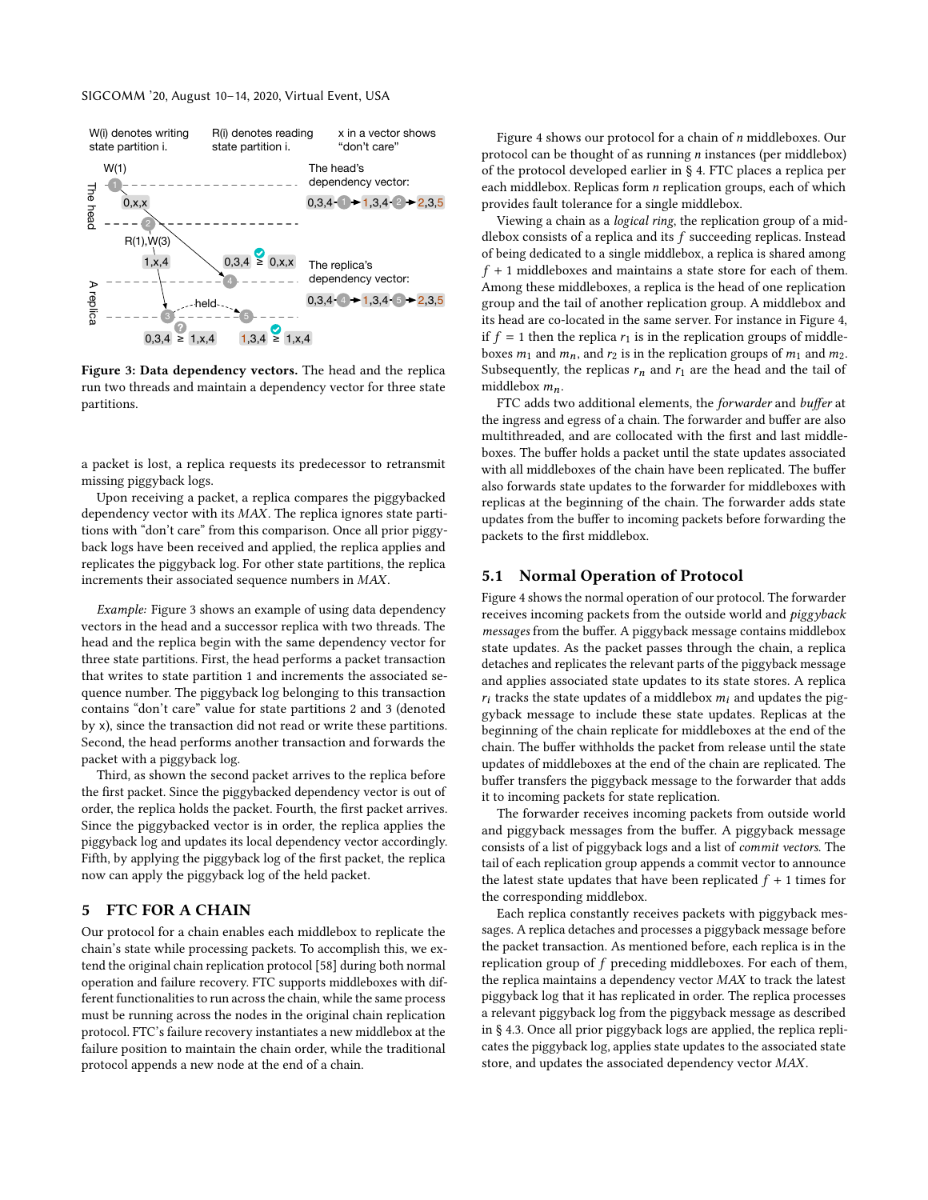Figure 3: Data dependency vectors. The head and the replica run two threads and maintain a dependency vector for three state partitions.

a packet is lost, a replica requests its predecessor to retransmit missing piggyback logs.

Upon receiving a packet, a replica compares the piggybacked dependency vector with its *MAX*. The replica ignores state partitions with "don't care" from this comparison. Once all prior piggyback logs have been received and applied, the replica applies and replicates the piggyback log. For other state partitions, the replica increments their associated sequence numbers in *MAX*.

*Example:* Figure 3 shows an example of using data dependency vectors in the head and a successor replica with two threads. The head and the replica begin with the same dependency vector for three state partitions. First, the head performs a packet transaction that writes to state partition 1 and increments the associated sequence number. The piggyback log belonging to this transaction contains "don't care" value for state partitions 2 and 3 (denoted by x), since the transaction did not read or write these partitions. Second, the head performs another transaction and forwards the packet with a piggyback log.

Third, as shown the second packet arrives to the replica before the first packet. Since the piggybacked dependency vector is out of order, the replica holds the packet. Fourth, the first packet arrives. Since the piggybacked vector is in order, the replica applies the piggyback log and updates its local dependency vector accordingly. Fifth, by applying the piggyback log of the first packet, the replica now can apply the piggyback log of the held packet.

## 5 FTC FOR A CHAIN

Our protocol for a chain enables each middlebox to replicate the chain's state while processing packets. To accomplish this, we extend the original chain replication protocol [58] during both normal operation and failure recovery. FTC supports middleboxes with different functionalities to run across the chain, while the same process must be running across the nodes in the original chain replication protocol. FTC's failure recovery instantiates a new middlebox at the failure position to maintain the chain order, while the traditional protocol appends a new node at the end of a chain.

Figure 4 shows our protocol for a chain of $n$ middleboxes. Our protocol can be thought of as running $n$ instances (per middlebox) of the protocol developed earlier in § 4. FTC places a replica per each middlebox. Replicas form $n$ replication groups, each of which provides fault tolerance for a single middlebox.

Viewing a chain as a *logical ring*, the replication group of a middlebox consists of a replica and its $f$ succeeding replicas. Instead of being dedicated to a single middlebox, a replica is shared among $f+1$ middleboxes and maintains a state store for each of them. Among these middleboxes, a replica is the head of one replication group and the tail of another replication group. A middlebox and its head are co-located in the same server. For instance in Figure 4, if $f=1$ then the replica $r_1$ is in the replication groups of middleboxes $m_1$ and $m_n$, and $r_2$ is in the replication groups of $m_1$ and $m_2$. Subsequently, the replicas $r_n$ and $r_1$ are the head and the tail of middlebox $m_n$.

FTC adds two additional elements, the *forwarder* and *buffer* at the ingress and egress of a chain. The forwarder and buffer are also multithreaded, and are collocated with the first and last middleboxes. The buffer holds a packet until the state updates associated with all middleboxes of the chain have been replicated. The buffer also forwards state updates to the forwarder for middleboxes with replicas at the beginning of the chain. The forwarder adds state updates from the buffer to incoming packets before forwarding the packets to the first middlebox.

### 5.1 Normal Operation of Protocol

Figure 4 shows the normal operation of our protocol. The forwarder receives incoming packets from the outside world and *piggyback messages* from the buffer. A piggyback message contains middlebox state updates. As the packet passes through the chain, a replica detaches and replicates the relevant parts of the piggyback message and applies associated state updates to its state stores. A replica $r_i$ tracks the state updates of a middlebox $m_i$ and updates the piggyback message to include these state updates. Replicas at the beginning of the chain replicate for middleboxes at the end of the chain. The buffer withholds the packet from release until the state updates of middleboxes at the end of the chain are replicated. The buffer transfers the piggyback message to the forwarder that adds it to incoming packets for state replication.

The forwarder receives incoming packets from outside world and piggyback messages from the buffer. A piggyback message consists of a list of piggyback logs and a list of *commit vectors*. The tail of each replication group appends a commit vector to announce the latest state updates that have been replicated $f+1$ times for the corresponding middlebox.

Each replica constantly receives packets with piggyback messages. A replica detaches and processes a piggyback message before the packet transaction. As mentioned before, each replica is in the replication group of $f$ preceding middleboxes. For each of them, the replica maintains a dependency vector *MAX* to track the latest piggyback log that it has replicated in order. The replica processes a relevant piggyback log from the piggyback message as described in § 4.3. Once all prior piggyback logs are applied, the replica replicates the piggyback log, applies state updates to the associated state store, and updates the associated dependency vector *MAX*.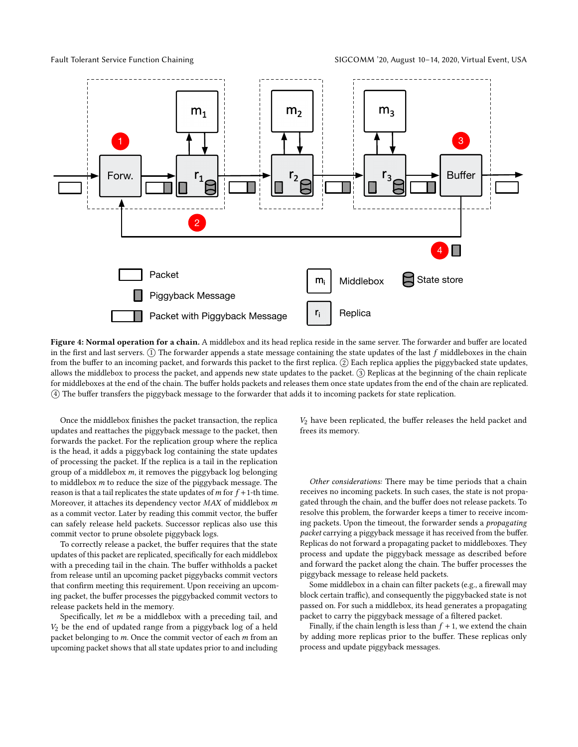**Figure 4: Normal operation for a chain.** A middlebox and its head replica reside in the same server. The forwarder and buffer are located in the first and last servers. ① The forwarder appends a state message containing the state updates of the last $f$ middleboxes in the chain from the buffer to an incoming packet, and forwards this packet to the first replica. ② Each replica applies the piggybacked state updates, allows the middlebox to process the packet, and appends new state updates to the packet. ③ Replicas at the beginning of the chain replicate for middleboxes at the end of the chain. The buffer holds packets and releases them once state updates from the end of the chain are replicated. ④ The buffer transfers the piggyback message to the forwarder that adds it to incoming packets for state replication.

Once the middlebox finishes the packet transaction, the replica updates and reattaches the piggyback message to the packet, then forwards the packet. For the replication group where the replica is the head, it adds a piggyback log containing the state updates of processing the packet. If the replica is a tail in the replication group of a middlebox $m$, it removes the piggyback log belonging to middlebox $m$ to reduce the size of the piggyback message. The reason is that a tail replicates the state updates of $m$ for $f+1$-th time. Moreover, it attaches its dependency vector $MAX$ of middlebox $m$ as a commit vector. Later by reading this commit vector, the buffer can safely release held packets. Successor replicas also use this commit vector to prune obsolete piggyback logs.

To correctly release a packet, the buffer requires that the state updates of this packet are replicated, specifically for each middlebox with a preceding tail in the chain. The buffer withholds a packet from release until an upcoming packet piggybacks commit vectors that confirm meeting this requirement. Upon receiving an upcoming packet, the buffer processes the piggybacked commit vectors to release packets held in the memory.

Specifically, let $m$ be a middlebox with a preceding tail, and $V_2$ be the end of updated range from a piggyback log of a held packet belonging to $m$. Once the commit vector of each $m$ from an upcoming packet shows that all state updates prior to and including $V_2$ have been replicated, the buffer releases the held packet and frees its memory.

*Other considerations:* There may be time periods that a chain receives no incoming packets. In such cases, the state is not propagated through the chain, and the buffer does not release packets. To resolve this problem, the forwarder keeps a timer to receive incoming packets. Upon the timeout, the forwarder sends a *propagating packet* carrying a piggyback message it has received from the buffer. Replicas do not forward a propagating packet to middleboxes. They process and update the piggyback message as described before and forward the packet along the chain. The buffer processes the piggyback message to release held packets.

Some middlebox in a chain can filter packets (e.g., a firewall may block certain traffic), and consequently the piggybacked state is not passed on. For such a middlebox, its head generates a propagating packet to carry the piggyback message of a filtered packet.

Finally, if the chain length is less than $f+1$, we extend the chain by adding more replicas prior to the buffer. These replicas only process and update piggyback messages.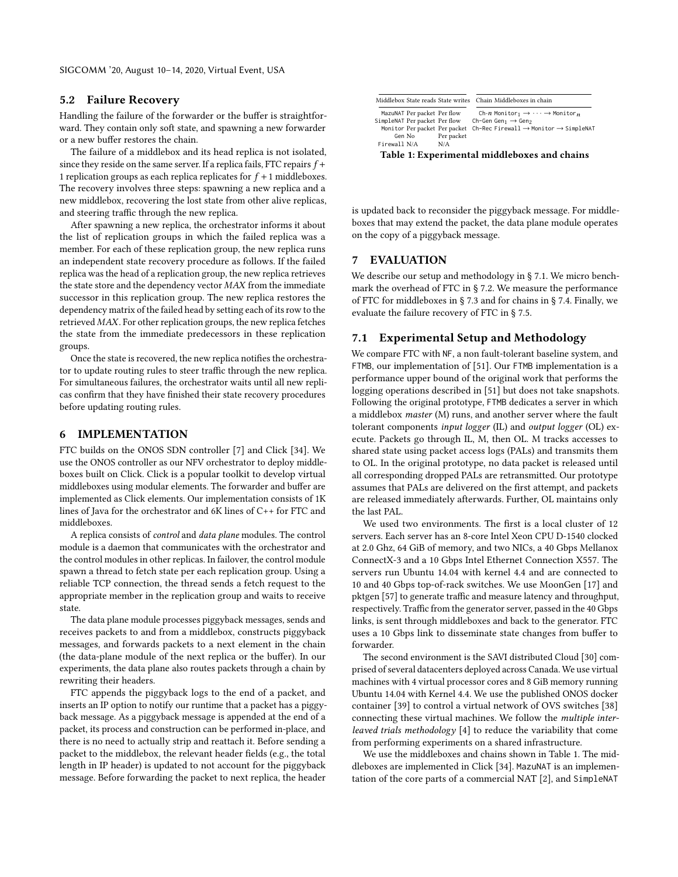## 5.2 Failure Recovery

Handling the failure of the forwarder or the buffer is straightforward. They contain only soft state, and spawning a new forwarder or a new buffer restores the chain.

The failure of a middlebox and its head replica is not isolated, since they reside on the same server. If a replica fails, FTC repairs $f + 1$ replication groups as each replica replicates for $f + 1$ middleboxes. The recovery involves three steps: spawning a new replica and a new middlebox, recovering the lost state from other alive replicas, and steering traffic through the new replica.

After spawning a new replica, the orchestrator informs it about the list of replication groups in which the failed replica was a member. For each of these replication group, the new replica runs an independent state recovery procedure as follows. If the failed replica was the head of a replication group, the new replica retrieves the state store and the dependency vector *MAX* from the immediate successor in this replication group. The new replica restores the dependency matrix of the failed head by setting each of its row to the retrieved *MAX*. For other replication groups, the new replica fetches the state from the immediate predecessors in these replication groups.

Once the state is recovered, the new replica notifies the orchestrator to update routing rules to steer traffic through the new replica. For simultaneous failures, the orchestrator waits until all new replicas confirm that they have finished their state recovery procedures before updating routing rules.

# 6 IMPLEMENTATION

FTC builds on the ONOS SDN controller [7] and Click [34]. We use the ONOS controller as our NFV orchestrator to deploy middleboxes built on Click. Click is a popular toolkit to develop virtual middleboxes using modular elements. The forwarder and buffer are implemented as Click elements. Our implementation consists of 1K lines of Java for the orchestrator and 6K lines of C++ for FTC and middleboxes.

A replica consists of *control* and *data plane* modules. The control module is a daemon that communicates with the orchestrator and the control modules in other replicas. In failover, the control module spawn a thread to fetch state per each replication group. Using a reliable TCP connection, the thread sends a fetch request to the appropriate member in the replication group and waits to receive state.

The data plane module processes piggyback messages, sends and receives packets to and from a middlebox, constructs piggyback messages, and forwards packets to a next element in the chain (the data-plane module of the next replica or the buffer). In our experiments, the data plane also routes packets through a chain by rewriting their headers.

FTC appends the piggyback logs to the end of a packet, and inserts an IP option to notify our runtime that a packet has a piggyback message. As a piggyback message is appended at the end of a packet, its process and construction can be performed in-place, and there is no need to actually strip and reattach it. Before sending a packet to the middlebox, the relevant header fields (e.g., the total length in IP header) is updated to not account for the piggyback message. Before forwarding the packet to next replica, the header is updated back to reconsider the piggyback message. For middleboxes that may extend the packet, the data plane module operates on the copy of a piggyback message.

| Middlebox | State reads | State writes | Chain | Middleboxes in chain |
|---|---|---|---|---|
| MazuNAT | Per packet | Per flow | Ch-$n$ | Monitor$_1$ $\rightarrow \cdots \rightarrow$ Monitor$_n$ |
| SimpleNAT | Per packet | Per flow | Ch-Gen | Gen$_1$ $\rightarrow$ Gen$_2$ |
| Monitor | Per packet | Per packet | Ch-Rec | Firewall $\rightarrow$ Monitor $\rightarrow$ SimpleNAT |
| Gen | No | Per packet | | |
| Firewall | N/A | N/A | | |

Table 1: Experimental middleboxes and chains

# 7 EVALUATION

We describe our setup and methodology in § 7.1. We micro benchmark the overhead of FTC in § 7.2. We measure the performance of FTC for middleboxes in § 7.3 and for chains in § 7.4. Finally, we evaluate the failure recovery of FTC in § 7.5.

## 7.1 Experimental Setup and Methodology

We compare FTC with NF, a non fault-tolerant baseline system, and FTMB, our implementation of [51]. Our FTMB implementation is a performance upper bound of the original work that performs the logging operations described in [51] but does not take snapshots. Following the original prototype, FTMB dedicates a server in which a middlebox *master* (M) runs, and another server where the fault tolerant components *input logger* (IL) and *output logger* (OL) execute. Packets go through IL, M, then OL. M tracks accesses to shared state using packet access logs (PALs) and transmits them to OL. In the original prototype, no data packet is released until all corresponding dropped PALs are retransmitted. Our prototype assumes that PALs are delivered on the first attempt, and packets are released immediately afterwards. Further, OL maintains only the last PAL.

We used two environments. The first is a local cluster of 12 servers. Each server has an 8-core Intel Xeon CPU D-1540 clocked at 2.0 Ghz, 64 GiB of memory, and two NICs, a 40 Gbps Mellanox ConnectX-3 and a 10 Gbps Intel Ethernet Connection X557. The servers run Ubuntu 14.04 with kernel 4.4 and are connected to 10 and 40 Gbps top-of-rack switches. We use MoonGen [17] and pktgen [57] to generate traffic and measure latency and throughput, respectively. Traffic from the generator server, passed in the 40 Gbps links, is sent through middleboxes and back to the generator. FTC uses a 10 Gbps link to disseminate state changes from buffer to forwarder.

The second environment is the SAVI distributed Cloud [30] comprised of several datacenters deployed across Canada. We use virtual machines with 4 virtual processor cores and 8 GiB memory running Ubuntu 14.04 with Kernel 4.4. We use the published ONOS docker container [39] to control a virtual network of OVS switches [38] connecting these virtual machines. We follow the *multiple interleaved trials methodology* [4] to reduce the variability that come from performing experiments on a shared infrastructure.

We use the middleboxes and chains shown in Table 1. The middleboxes are implemented in Click [34]. MazuNAT is an implementation of the core parts of a commercial NAT [2], and SimpleNAT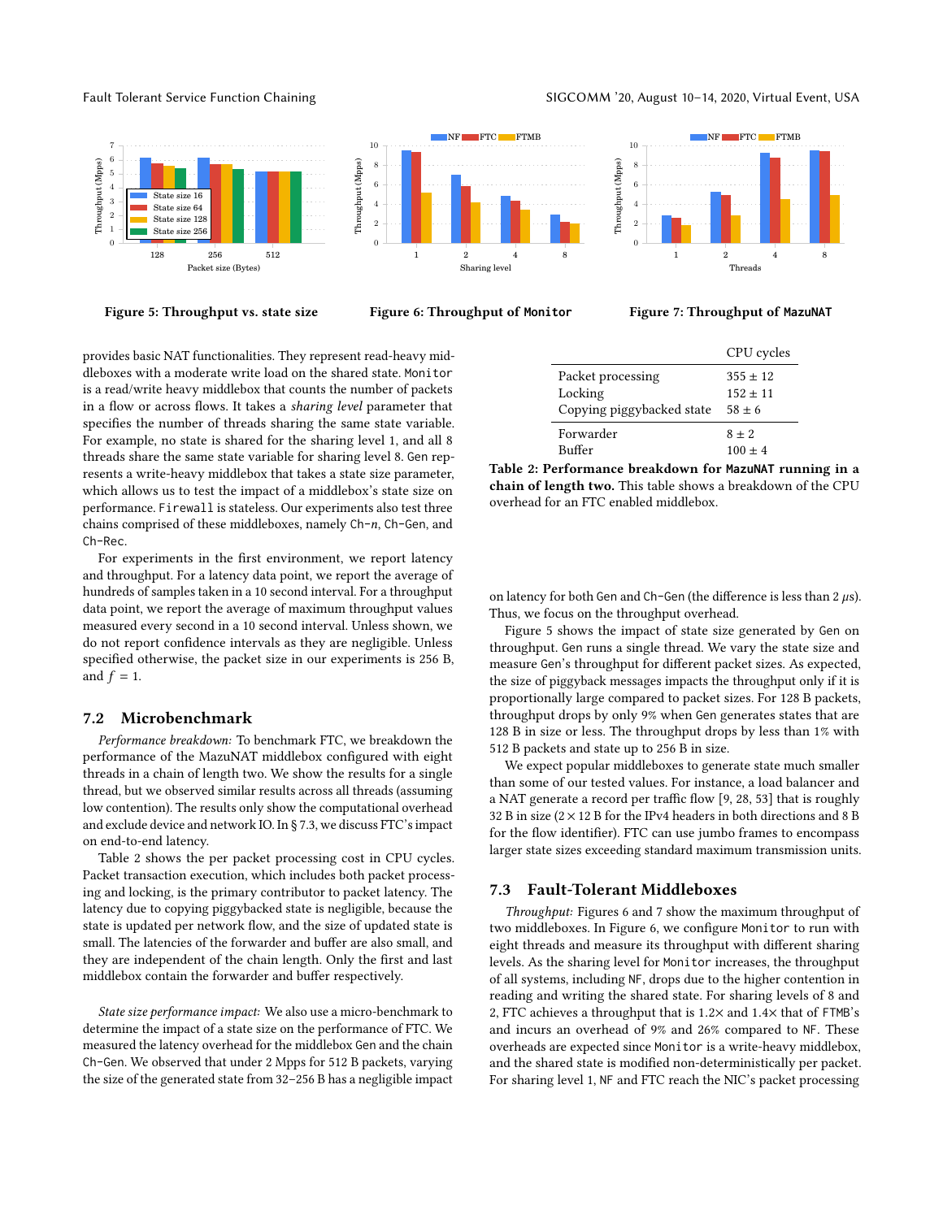Figure 5: Throughput vs. state size

Figure 6: Throughput of Monitor

Figure 7: Throughput of MazuNAT

provides basic NAT functionalities. They represent read-heavy middleboxes with a moderate write load on the shared state. Monitor is a read/write heavy middlebox that counts the number of packets in a flow or across flows. It takes a *sharing level* parameter that specifies the number of threads sharing the same state variable. For example, no state is shared for the sharing level 1, and all 8 threads share the same state variable for sharing level 8. Gen represents a write-heavy middlebox that takes a state size parameter, which allows us to test the impact of a middlebox's state size on performance. Firewall is stateless. Our experiments also test three chains comprised of these middleboxes, namely Ch-$n$, Ch-Gen, and Ch-Rec.

For experiments in the first environment, we report latency and throughput. For a latency data point, we report the average of hundreds of samples taken in a 10 second interval. For a throughput data point, we report the average of maximum throughput values measured every second in a 10 second interval. Unless shown, we do not report confidence intervals as they are negligible. Unless specified otherwise, the packet size in our experiments is 256 B, and $f = 1$.

## 7.2 Microbenchmark

*Performance breakdown:* To benchmark FTC, we breakdown the performance of the MazuNAT middlebox configured with eight threads in a chain of length two. We show the results for a single thread, but we observed similar results across all threads (assuming low contention). The results only show the computational overhead and exclude device and network IO. In § 7.3, we discuss FTC's impact on end-to-end latency.

Table 2 shows the per packet processing cost in CPU cycles. Packet transaction execution, which includes both packet processing and locking, is the primary contributor to packet latency. The latency due to copying piggybacked state is negligible, because the state is updated per network flow, and the size of updated state is small. The latencies of the forwarder and buffer are also small, and they are independent of the chain length. Only the first and last middlebox contain the forwarder and buffer respectively.

| | CPU cycles |
|---|---|
| Packet processing | 355 ± 12 |
| Locking | 152 ± 11 |
| Copying piggybacked state | 58 ± 6 |
| Forwarder | 8 ± 2 |
| Buffer | 100 ± 4 |

**Table 2: Performance breakdown for MazuNAT running in a chain of length two.** This table shows a breakdown of the CPU overhead for an FTC enabled middlebox.

*State size performance impact:* We also use a micro-benchmark to determine the impact of a state size on the performance of FTC. We measured the latency overhead for the middlebox Gen and the chain Ch-Gen. We observed that under 2 Mpps for 512 B packets, varying the size of the generated state from 32–256 B has a negligible impact on latency for both Gen and Ch-Gen (the difference is less than 2 $\mu$s). Thus, we focus on the throughput overhead.

Figure 5 shows the impact of state size generated by Gen on throughput. Gen runs a single thread. We vary the state size and measure Gen's throughput for different packet sizes. As expected, the size of piggyback messages impacts the throughput only if it is proportionally large compared to packet sizes. For 128 B packets, throughput drops by only 9% when Gen generates states that are 128 B in size or less. The throughput drops by less than 1% with 512 B packets and state up to 256 B in size.

We expect popular middleboxes to generate state much smaller than some of our tested values. For instance, a load balancer and a NAT generate a record per traffic flow [9, 28, 53] that is roughly 32 B in size ($2 \times 12$ B for the IPv4 headers in both directions and 8 B for the flow identifier). FTC can use jumbo frames to encompass larger state sizes exceeding standard maximum transmission units.

## 7.3 Fault-Tolerant Middleboxes

*Throughput:* Figures 6 and 7 show the maximum throughput of two middleboxes. In Figure 6, we configure Monitor to run with eight threads and measure its throughput with different sharing levels. As the sharing level for Monitor increases, the throughput of all systems, including NF, drops due to the higher contention in reading and writing the shared state. For sharing levels of 8 and 2, FTC achieves a throughput that is 1.2× and 1.4× that of FTMB's and incurs an overhead of 9% and 26% compared to NF. These overheads are expected since Monitor is a write-heavy middlebox, and the shared state is modified non-deterministically per packet. For sharing level 1, NF and FTC reach the NIC's packet processing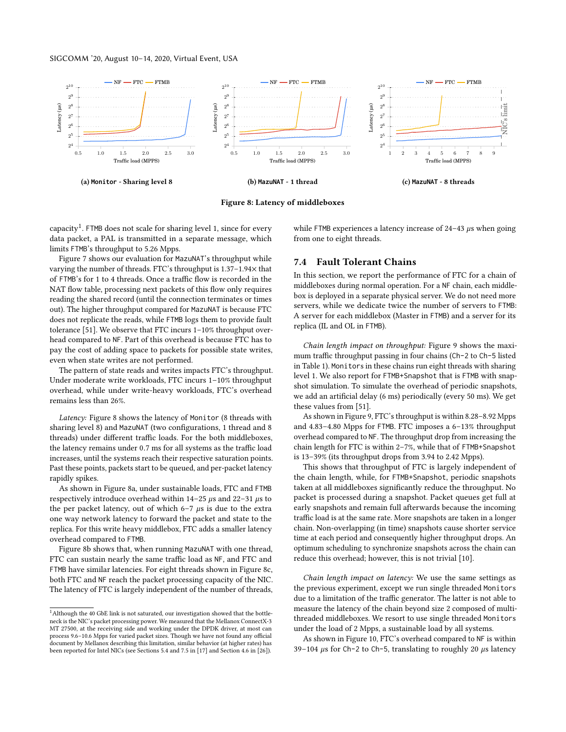**(a) Monitor - Sharing level 8**

**(b) MazuNAT - 1 thread**

**(c) MazuNAT - 8 threads**

**Figure 8: Latency of middleboxes**

capacity[1]. FTMB does not scale for sharing level 1, since for every data packet, a PAL is transmitted in a separate message, which limits FTMB's throughput to 5.26 Mpps.

Figure 7 shows our evaluation for MazuNAT's throughput while varying the number of threads. FTC's throughput is 1.37–1.94× that of FTMB's for 1 to 4 threads. Once a traffic flow is recorded in the NAT flow table, processing next packets of this flow only requires reading the shared record (until the connection terminates or times out). The higher throughput compared for MazuNAT is because FTC does not replicate the reads, while FTMB logs them to provide fault tolerance [51]. We observe that FTC incurs 1–10% throughput overhead compared to NF. Part of this overhead is because FTC has to pay the cost of adding space to packets for possible state writes, even when state writes are not performed.

The pattern of state reads and writes impacts FTC's throughput. Under moderate write workloads, FTC incurs 1–10% throughput overhead, while under write-heavy workloads, FTC's overhead remains less than 26%.

*Latency:* Figure 8 shows the latency of Monitor (8 threads with sharing level 8) and MazuNAT (two configurations, 1 thread and 8 threads) under different traffic loads. For the both middleboxes, the latency remains under 0.7 ms for all systems as the traffic load increases, until the systems reach their respective saturation points. Past these points, packets start to be queued, and per-packet latency rapidly spikes.

As shown in Figure 8a, under sustainable loads, FTC and FTMB respectively introduce overhead within 14–25 μs and 22–31 μs to the per packet latency, out of which 6–7 μs is due to the extra one way network latency to forward the packet and state to the replica. For this write heavy middlebox, FTC adds a smaller latency overhead compared to FTMB.

Figure 8b shows that, when running MazuNAT with one thread, FTC can sustain nearly the same traffic load as NF, and FTC and FTMB have similar latencies. For eight threads shown in Figure 8c, both FTC and NF reach the packet processing capacity of the NIC. The latency of FTC is largely independent of the number of threads, while FTMB experiences a latency increase of 24–43 μs when going from one to eight threads.

## 7.4 Fault Tolerant Chains

In this section, we report the performance of FTC for a chain of middleboxes during normal operation. For a NF chain, each middlebox is deployed in a separate physical server. We do not need more servers, while we dedicate twice the number of servers to FTMB: A server for each middlebox (Master in FTMB) and a server for its replica (IL and OL in FTMB).

*Chain length impact on throughput:* Figure 9 shows the maximum traffic throughput passing in four chains (Ch-2 to Ch-5 listed in Table 1). Monitors in these chains run eight threads with sharing level 1. We also report for FTMB+Snapshot that is FTMB with snapshot simulation. To simulate the overhead of periodic snapshots, we add an artificial delay (6 ms) periodically (every 50 ms). We get these values from [51].

As shown in Figure 9, FTC's throughput is within 8.28–8.92 Mpps and 4.83–4.80 Mpps for FTMB. FTC imposes a 6–13% throughput overhead compared to NF. The throughput drop from increasing the chain length for FTC is within 2–7%, while that of FTMB+Snapshot is 13–39% (its throughput drops from 3.94 to 2.42 Mpps).

This shows that throughput of FTC is largely independent of the chain length, while, for FTMB+Snapshot, periodic snapshots taken at all middleboxes significantly reduce the throughput. No packet is processed during a snapshot. Packet queues get full at early snapshots and remain full afterwards because the incoming traffic load is at the same rate. More snapshots are taken in a longer chain. Non-overlapping (in time) snapshots cause shorter service time at each period and consequently higher throughput drops. An optimum scheduling to synchronize snapshots across the chain can reduce this overhead; however, this is not trivial [10].

*Chain length impact on latency:* We use the same settings as the previous experiment, except we run single threaded Monitors due to a limitation of the traffic generator. The latter is not able to measure the latency of the chain beyond size 2 composed of multi-threaded middleboxes. We resort to use single threaded Monitors under the load of 2 Mpps, a sustainable load by all systems.

As shown in Figure 10, FTC's overhead compared to NF is within 39–104 μs for Ch-2 to Ch-5, translating to roughly 20 μs latency

[1] Although the 40 GbE link is not saturated, our investigation showed that the bottleneck is the NIC's packet processing power. We measured that the Mellanox ConnectX-3 MT 27500, at the receiving side and working under the DPDK driver, at most can process 9.6–10.6 Mpps for varied packet sizes. Though we have not found any official document by Mellanox describing this limitation, similar behavior (at higher rates) has been reported for Intel NICs (see Sections 5.4 and 7.5 in [17] and Section 4.6 in [26]).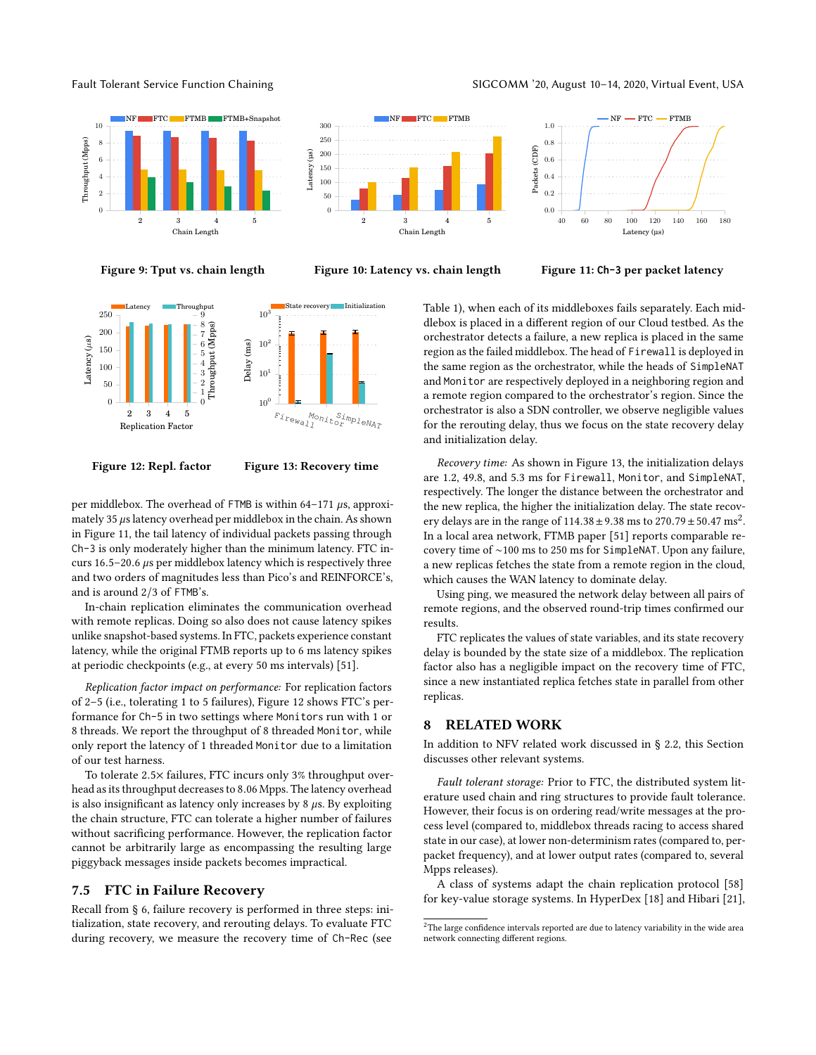Figure 9: Tput vs. chain length

Figure 10: Latency vs. chain length

Figure 11: Ch-3 per packet latency

Figure 12: Repl. factor

Figure 13: Recovery time

per middlebox. The overhead of FTMB is within 64–171 $\mu s$, approximately 35 $\mu s$ latency overhead per middlebox in the chain. As shown in Figure 11, the tail latency of individual packets passing through Ch-3 is only moderately higher than the minimum latency. FTC incurs 16.5–20.6 $\mu s$ per middlebox latency which is respectively three and two orders of magnitudes less than Pico's and REINFORCE's, and is around 2/3 of FTMB's.

In-chain replication eliminates the communication overhead with remote replicas. Doing so also does not cause latency spikes unlike snapshot-based systems. In FTC, packets experience constant latency, while the original FTMB reports up to 6 ms latency spikes at periodic checkpoints (e.g., at every 50 ms intervals) [51].

*Replication factor impact on performance:* For replication factors of 2–5 (i.e., tolerating 1 to 5 failures), Figure 12 shows FTC's performance for Ch-5 in two settings where Monitors run with 1 or 8 threads. We report the throughput of 8 threaded Monitor, while only report the latency of 1 threaded Monitor due to a limitation of our test harness.

To tolerate 2.5× failures, FTC incurs only 3% throughput overhead as its throughput decreases to 8.06 Mpps. The latency overhead is also insignificant as latency only increases by 8 $\mu s$. By exploiting the chain structure, FTC can tolerate a higher number of failures without sacrificing performance. However, the replication factor cannot be arbitrarily large as encompassing the resulting large piggyback messages inside packets becomes impractical.

### 7.5 FTC in Failure Recovery

Recall from § 6, failure recovery is performed in three steps: initialization, state recovery, and rerouting delays. To evaluate FTC during recovery, we measure the recovery time of Ch-Rec (see Table 1), when each of its middleboxes fails separately. Each middlebox is placed in a different region of our Cloud testbed. As the orchestrator detects a failure, a new replica is placed in the same region as the failed middlebox. The head of Firewall is deployed in the same region as the orchestrator, while the heads of SimpleNAT and Monitor are respectively deployed in a neighboring region and a remote region compared to the orchestrator's region. Since the orchestrator is also a SDN controller, we observe negligible values for the rerouting delay, thus we focus on the state recovery delay and initialization delay.

*Recovery time:* As shown in Figure 13, the initialization delays are 1.2, 49.8, and 5.3 ms for Firewall, Monitor, and SimpleNAT, respectively. The longer the distance between the orchestrator and the new replica, the higher the initialization delay. The state recovery delays are in the range of $114.38 \pm 9.38$ ms to $270.79 \pm 50.47$ ms[2]. In a local area network, FTMB paper [51] reports comparable recovery time of ∼100 ms to 250 ms for SimpleNAT. Upon any failure, a new replicas fetches the state from a remote region in the cloud, which causes the WAN latency to dominate delay.

Using ping, we measured the network delay between all pairs of remote regions, and the observed round-trip times confirmed our results.

FTC replicates the values of state variables, and its state recovery delay is bounded by the state size of a middlebox. The replication factor also has a negligible impact on the recovery time of FTC, since a new instantiated replica fetches state in parallel from other replicas.

## 8 RELATED WORK

In addition to NFV related work discussed in § 2.2, this Section discusses other relevant systems.

*Fault tolerant storage:* Prior to FTC, the distributed system literature used chain and ring structures to provide fault tolerance. However, their focus is on ordering read/write messages at the process level (compared to, middlebox threads racing to access shared state in our case), at lower non-determinism rates (compared to, per-packet frequency), and at lower output rates (compared to, several Mpps releases).

A class of systems adapt the chain replication protocol [58] for key-value storage systems. In HyperDex [18] and Hibari [21],

[2]The large confidence intervals reported are due to latency variability in the wide area network connecting different regions.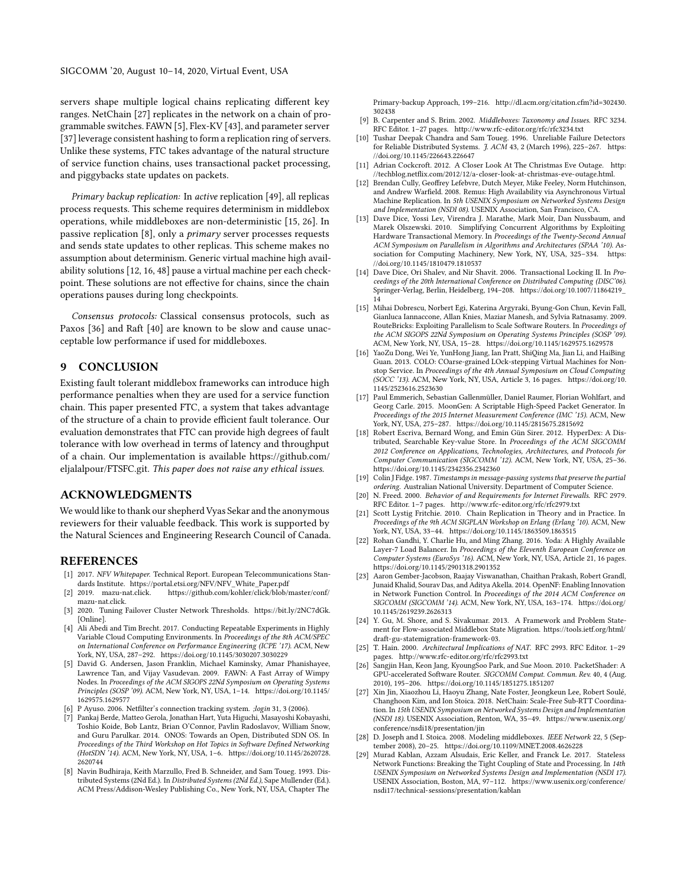servers shape multiple logical chains replicating different key ranges. NetChain [27] replicates in the network on a chain of programmable switches. FAWN [5], Flex-KV [43], and parameter server [37] leverage consistent hashing to form a replication ring of servers. Unlike these systems, FTC takes advantage of the natural structure of service function chains, uses transactional packet processing, and piggybacks state updates on packets.

*Primary backup replication:* In *active* replication [49], all replicas process requests. This scheme requires determinism in middlebox operations, while middleboxes are non-deterministic [15, 26]. In passive replication [8], only a *primary* server processes requests and sends state updates to other replicas. This scheme makes no assumption about determinism. Generic virtual machine high availability solutions [12, 16, 48] pause a virtual machine per each checkpoint. These solutions are not effective for chains, since the chain operations pauses during long checkpoints.

*Consensus protocols:* Classical consensus protocols, such as Paxos [36] and Raft [40] are known to be slow and cause unacceptable low performance if used for middleboxes.

## 9 CONCLUSION

Existing fault tolerant middlebox frameworks can introduce high performance penalties when they are used for a service function chain. This paper presented FTC, a system that takes advantage of the structure of a chain to provide efficient fault tolerance. Our evaluation demonstrates that FTC can provide high degrees of fault tolerance with low overhead in terms of latency and throughput of a chain. Our implementation is available https://github.com/eljalalpour/FTSFC.git. *This paper does not raise any ethical issues.*

## ACKNOWLEDGMENTS

We would like to thank our shepherd Vyas Sekar and the anonymous reviewers for their valuable feedback. This work is supported by the Natural Sciences and Engineering Research Council of Canada.

## REFERENCES

- [1] 2017. *NFV Whitepaper.* Technical Report. European Telecommunications Standards Institute. https://portal.etsi.org/NFV/NFV_White_Paper.pdf
- [2] 2019. mazu-nat.click. https://github.com/kohler/click/blob/master/conf/mazu-nat.click.
- [3] 2020. Tuning Failover Cluster Network Thresholds. https://bit.ly/2NC7dGk. [Online].
- [4] Ali Abedi and Tim Brecht. 2017. Conducting Repeatable Experiments in Highly Variable Cloud Computing Environments. In *Proceedings of the 8th ACM/SPEC on International Conference on Performance Engineering (ICPE '17).* ACM, New York, NY, USA, 287–292. https://doi.org/10.1145/3030207.3030229
- [5] David G. Andersen, Jason Franklin, Michael Kaminsky, Amar Phanishayee, Lawrence Tan, and Vijay Vasudevan. 2009. FAWN: A Fast Array of Wimpy Nodes. In *Proceedings of the ACM SIGOPS 22Nd Symposium on Operating Systems Principles (SOSP '09).* ACM, New York, NY, USA, 1–14. https://doi.org/10.1145/1629575.1629577
- [6] P Ayuso. 2006. Netfilter's connection tracking system. *;login* 31, 3 (2006).
- [7] Pankaj Berde, Matteo Gerola, Jonathan Hart, Yuta Higuchi, Masayoshi Kobayashi, Toshio Koide, Bob Lantz, Brian O'Connor, Pavlin Radoslavov, William Snow, and Guru Parulkar. 2014. ONOS: Towards an Open, Distributed SDN OS. In *Proceedings of the Third Workshop on Hot Topics in Software Defined Networking (HotSDN '14).* ACM, New York, NY, USA, 1–6. https://doi.org/10.1145/2620728.2620744
- [8] Navin Budhiraja, Keith Marzullo, Fred B. Schneider, and Sam Toueg. 1993. Distributed Systems (2Nd Ed.). In *Distributed Systems (2Nd Ed.)*, Sape Mullender (Ed.). ACM Press/Addison-Wesley Publishing Co., New York, NY, USA, Chapter The Primary-backup Approach, 199–216. http://dl.acm.org/citation.cfm?id=302430.302438
- [9] B. Carpenter and S. Brim. 2002. *Middleboxes: Taxonomy and Issues.* RFC 3234. RFC Editor. 1–27 pages. http://www.rfc-editor.org/rfc/rfc3234.txt
- [10] Tushar Deepak Chandra and Sam Toueg. 1996. Unreliable Failure Detectors for Reliable Distributed Systems. *J. ACM* 43, 2 (March 1996), 225–267. https://doi.org/10.1145/226643.226647
- [11] Adrian Cockcroft. 2012. A Closer Look At The Christmas Eve Outage. http://techblog.netflix.com/2012/12/a-closer-look-at-christmas-eve-outage.html.
- [12] Brendan Cully, Geoffrey Lefebvre, Dutch Meyer, Mike Feeley, Norm Hutchinson, and Andrew Warfield. 2008. Remus: High Availability via Asynchronous Virtual Machine Replication. In *5th USENIX Symposium on Networked Systems Design and Implementation (NSDI 08).* USENIX Association, San Francisco, CA.
- [13] Dave Dice, Yossi Lev, Virendra J. Marathe, Mark Moir, Dan Nussbaum, and Marek Olszewski. 2010. Simplifying Concurrent Algorithms by Exploiting Hardware Transactional Memory. In *Proceedings of the Twenty-Second Annual ACM Symposium on Parallelism in Algorithms and Architectures (SPAA '10).* Association for Computing Machinery, New York, NY, USA, 325–334. https://doi.org/10.1145/1810479.1810537
- [14] Dave Dice, Ori Shalev, and Nir Shavit. 2006. Transactional Locking II. In *Proceedings of the 20th International Conference on Distributed Computing (DISC'06).* Springer-Verlag, Berlin, Heidelberg, 194–208. https://doi.org/10.1007/11864219_14
- [15] Mihai Dobrescu, Norbert Egi, Katerina Argyraki, Byung-Gon Chun, Kevin Fall, Gianluca Iannaccone, Allan Knies, Maziar Manesh, and Sylvia Ratnasamy. 2009. RouteBricks: Exploiting Parallelism to Scale Software Routers. In *Proceedings of the ACM SIGOPS 22Nd Symposium on Operating Systems Principles (SOSP '09).* ACM, New York, NY, USA, 15–28. https://doi.org/10.1145/1629575.1629578
- [16] YaoZu Dong, Wei Ye, YunHong Jiang, Ian Pratt, ShiQing Ma, Jian Li, and HaiBing Guan. 2013. COLO: COarse-grained LOck-stepping Virtual Machines for Non-stop Service. In *Proceedings of the 4th Annual Symposium on Cloud Computing (SOCC '13).* ACM, New York, NY, USA, Article 3, 16 pages. https://doi.org/10.1145/2523616.2523630
- [17] Paul Emmerich, Sebastian Gallenmüller, Daniel Raumer, Florian Wohlfart, and Georg Carle. 2015. MoonGen: A Scriptable High-Speed Packet Generator. In *Proceedings of the 2015 Internet Measurement Conference (IMC '15).* ACM, New York, NY, USA, 275–287. https://doi.org/10.1145/2815675.2815692
- [18] Robert Escriva, Bernard Wong, and Emin Gün Sirer. 2012. HyperDex: A Distributed, Searchable Key-value Store. In *Proceedings of the ACM SIGCOMM 2012 Conference on Applications, Technologies, Architectures, and Protocols for Computer Communication (SIGCOMM '12).* ACM, New York, NY, USA, 25–36. https://doi.org/10.1145/2342356.2342360
- [19] Colin J Fidge. 1987. *Timestamps in message-passing systems that preserve the partial ordering.* Australian National University. Department of Computer Science.
- [20] N. Freed. 2000. *Behavior of and Requirements for Internet Firewalls.* RFC 2979. RFC Editor. 1–7 pages. http://www.rfc-editor.org/rfc/rfc2979.txt
- [21] Scott Lystig Fritchie. 2010. Chain Replication in Theory and in Practice. In *Proceedings of the 9th ACM SIGPLAN Workshop on Erlang (Erlang '10).* ACM, New York, NY, USA, 33–44. https://doi.org/10.1145/1863509.1863515
- [22] Rohan Gandhi, Y. Charlie Hu, and Ming Zhang. 2016. Yoda: A Highly Available Layer-7 Load Balancer. In *Proceedings of the Eleventh European Conference on Computer Systems (EuroSys '16).* ACM, New York, NY, USA, Article 21, 16 pages. https://doi.org/10.1145/2901318.2901352
- [23] Aaron Gember-Jacobson, Raajay Viswanathan, Chaithan Prakash, Robert Grandl, Junaid Khalid, Sourav Das, and Aditya Akella. 2014. OpenNF: Enabling Innovation in Network Function Control. In *Proceedings of the 2014 ACM Conference on SIGCOMM (SIGCOMM '14).* ACM, New York, NY, USA, 163–174. https://doi.org/10.1145/2619239.2626313
- [24] Y. Gu, M. Shore, and S. Sivakumar. 2013. A Framework and Problem Statement for Flow-associated Middlebox State Migration. https://tools.ietf.org/html/draft-gu-statemigration-framework-03.
- [25] T. Hain. 2000. *Architectural Implications of NAT.* RFC 2993. RFC Editor. 1–29 pages. http://www.rfc-editor.org/rfc/rfc2993.txt
- [26] Sangjin Han, Keon Jang, KyoungSoo Park, and Sue Moon. 2010. PacketShader: A GPU-accelerated Software Router. *SIGCOMM Comput. Commun. Rev.* 40, 4 (Aug. 2010), 195–206. https://doi.org/10.1145/1851275.1851207
- [27] Xin Jin, Xiaozhou Li, Haoyu Zhang, Nate Foster, Jeongkeun Lee, Robert Soulé, Changhoon Kim, and Ion Stoica. 2018. NetChain: Scale-Free Sub-RTT Coordination. In *15th USENIX Symposium on Networked Systems Design and Implementation (NSDI 18).* USENIX Association, Renton, WA, 35–49. https://www.usenix.org/conference/nsdi18/presentation/jin
- [28] D. Joseph and I. Stoica. 2008. Modeling middleboxes. *IEEE Network* 22, 5 (September 2008), 20–25. https://doi.org/10.1109/MNET.2008.4626228
- [29] Murad Kablan, Azzam Alsudais, Eric Keller, and Franck Le. 2017. Stateless Network Functions: Breaking the Tight Coupling of State and Processing. In *14th USENIX Symposium on Networked Systems Design and Implementation (NSDI 17).* USENIX Association, Boston, MA, 97–112. https://www.usenix.org/conference/nsdi17/technical-sessions/presentation/kablan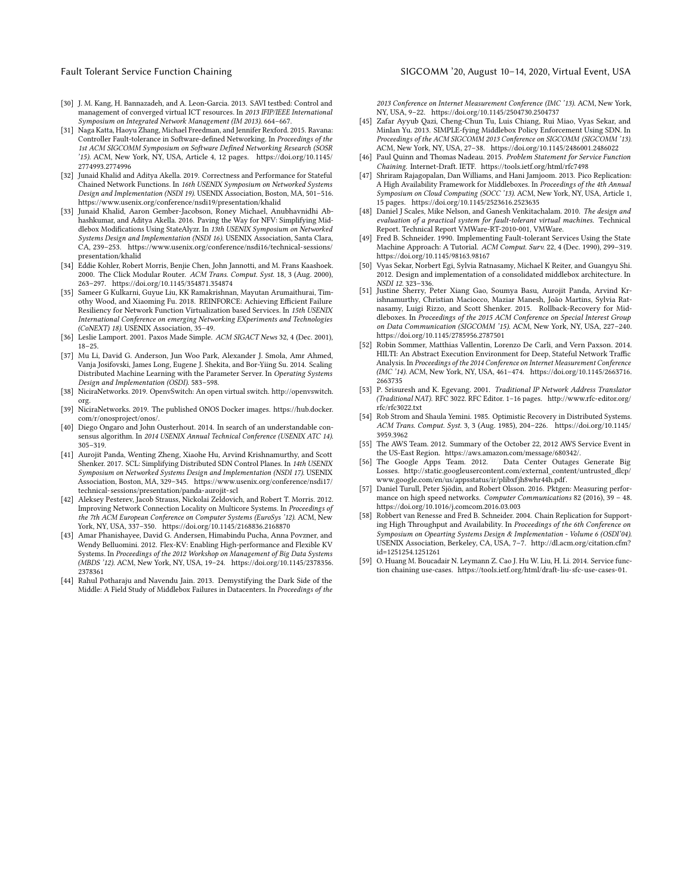[30] J. M. Kang, H. Bannazadeh, and A. Leon-Garcia. 2013. SAVI testbed: Control and management of converged virtual ICT resources. In *2013 IFIP/IEEE International Symposium on Integrated Network Management (IM 2013)*. 664–667.

[31] Naga Katta, Haoyu Zhang, Michael Freedman, and Jennifer Rexford. 2015. Ravana: Controller Fault-tolerance in Software-defined Networking. In *Proceedings of the 1st ACM SIGCOMM Symposium on Software Defined Networking Research (SOSR '15)*. ACM, New York, NY, USA, Article 4, 12 pages. https://doi.org/10.1145/2774993.2774996

[32] Junaid Khalid and Aditya Akella. 2019. Correctness and Performance for Stateful Chained Network Functions. In *16th USENIX Symposium on Networked Systems Design and Implementation (NSDI 19)*. USENIX Association, Boston, MA, 501–516. https://www.usenix.org/conference/nsdi19/presentation/khalid

[33] Junaid Khalid, Aaron Gember-Jacobson, Roney Michael, Anubhavnidhi Abhashkumar, and Aditya Akella. 2016. Paving the Way for NFV: Simplifying Middlebox Modifications Using StateAlyzr. In *13th USENIX Symposium on Networked Systems Design and Implementation (NSDI 16)*. USENIX Association, Santa Clara, CA, 239–253. https://www.usenix.org/conference/nsdi16/technical-sessions/presentation/khalid

[34] Eddie Kohler, Robert Morris, Benjie Chen, John Jannotti, and M. Frans Kaashoek. 2000. The Click Modular Router. *ACM Trans. Comput. Syst.* 18, 3 (Aug. 2000), 263–297. https://doi.org/10.1145/354871.354874

[35] Sameer G Kulkarni, Guyue Liu, KK Ramakrishnan, Mayutan Arumaithurai, Timothy Wood, and Xiaoming Fu. 2018. REINFORCE: Achieving Efficient Failure Resiliency for Network Function Virtualization based Services. In *15th USENIX International Conference on emerging Networking EXperiments and Technologies (CoNEXT) 18)*. USENIX Association, 35–49.

[36] Leslie Lamport. 2001. Paxos Made Simple. *ACM SIGACT News* 32, 4 (Dec. 2001), 18–25.

[37] Mu Li, David G. Anderson, Jun Woo Park, Alexander J. Smola, Amr Ahmed, Vanja Josifovski, James Long, Eugene J. Shekita, and Bor-Yiing Su. 2014. Scaling Distributed Machine Learning with the Parameter Server. In *Operating Systems Design and Implementation (OSDI)*. 583–598.

[38] NiciraNetworks. 2019. OpenvSwitch: An open virtual switch. http://openvswitch.org.

[39] NiciraNetworks. 2019. The published ONOS Docker images. https://hub.docker.com/r/onosproject/onos/.

[40] Diego Ongaro and John Ousterhout. 2014. In search of an understandable consensus algorithm. In *2014 USENIX Annual Technical Conference (USENIX ATC 14)*. 305–319.

[41] Aurojit Panda, Wenting Zheng, Xiaohe Hu, Arvind Krishnamurthy, and Scott Shenker. 2017. SCL: Simplifying Distributed SDN Control Planes. In *14th USENIX Symposium on Networked Systems Design and Implementation (NSDI 17)*. USENIX Association, Boston, MA, 329–345. https://www.usenix.org/conference/nsdi17/technical-sessions/presentation/panda-aurojit-scl

[42] Aleksey Pesterev, Jacob Strauss, Nickolai Zeldovich, and Robert T. Morris. 2012. Improving Network Connection Locality on Multicore Systems. In *Proceedings of the 7th ACM European Conference on Computer Systems (EuroSys '12)*. ACM, New York, NY, USA, 337–350. https://doi.org/10.1145/2168836.2168870

[43] Amar Phanishayee, David G. Andersen, Himabindu Pucha, Anna Povzner, and Wendy Belluomini. 2012. Flex-KV: Enabling High-performance and Flexible KV Systems. In *Proceedings of the 2012 Workshop on Management of Big Data Systems (MBDS '12)*. ACM, New York, NY, USA, 19–24. https://doi.org/10.1145/2378356.2378361

[44] Rahul Potharaju and Navendu Jain. 2013. Demystifying the Dark Side of the Middle: A Field Study of Middlebox Failures in Datacenters. In *Proceedings of the 2013 Conference on Internet Measurement Conference (IMC '13)*. ACM, New York, NY, USA, 9–22. https://doi.org/10.1145/2504730.2504737

[45] Zafar Ayyub Qazi, Cheng-Chun Tu, Luis Chiang, Rui Miao, Vyas Sekar, and Minlan Yu. 2013. SIMPLE-fying Middlebox Policy Enforcement Using SDN. In *Proceedings of the ACM SIGCOMM 2013 Conference on SIGCOMM (SIGCOMM '13)*. ACM, New York, NY, USA, 27–38. https://doi.org/10.1145/2486001.2486022

[46] Paul Quinn and Thomas Nadeau. 2015. *Problem Statement for Service Function Chaining*. Internet-Draft. IETF. https://tools.ietf.org/html/rfc7498

[47] Shriram Rajagopalan, Dan Williams, and Hani Jamjoom. 2013. Pico Replication: A High Availability Framework for Middleboxes. In *Proceedings of the 4th Annual Symposium on Cloud Computing (SOCC '13)*. ACM, New York, NY, USA, Article 1, 15 pages. https://doi.org/10.1145/2523616.2523635

[48] Daniel J Scales, Mike Nelson, and Ganesh Venkitachalam. 2010. *The design and evaluation of a practical system for fault-tolerant virtual machines*. Technical Report. Technical Report VMWare-RT-2010-001, VMWare.

[49] Fred B. Schneider. 1990. Implementing Fault-tolerant Services Using the State Machine Approach: A Tutorial. *ACM Comput. Surv.* 22, 4 (Dec. 1990), 299–319. https://doi.org/10.1145/98163.98167

[50] Vyas Sekar, Norbert Egi, Sylvia Ratnasamy, Michael K Reiter, and Guangyu Shi. 2012. Design and implementation of a consolidated middlebox architecture. In *NSDI 12*. 323–336.

[51] Justine Sherry, Peter Xiang Gao, Soumya Basu, Aurojit Panda, Arvind Krishnamurthy, Christian Maciocco, Maziar Manesh, João Martins, Sylvia Ratnasamy, Luigi Rizzo, and Scott Shenker. 2015. Rollback-Recovery for Middleboxes. In *Proceedings of the 2015 ACM Conference on Special Interest Group on Data Communication (SIGCOMM '15)*. ACM, New York, NY, USA, 227–240. https://doi.org/10.1145/2785956.2787501

[52] Robin Sommer, Matthias Vallentin, Lorenzo De Carli, and Vern Paxson. 2014. HILTI: An Abstract Execution Environment for Deep, Stateful Network Traffic Analysis. In *Proceedings of the 2014 Conference on Internet Measurement Conference (IMC '14)*. ACM, New York, NY, USA, 461–474. https://doi.org/10.1145/2663716.2663735

[53] P. Srisuresh and K. Egevang. 2001. *Traditional IP Network Address Translator (Traditional NAT)*. RFC 3022. RFC Editor. 1–16 pages. http://www.rfc-editor.org/rfc/rfc3022.txt

[54] Rob Strom and Shaula Yemini. 1985. Optimistic Recovery in Distributed Systems. *ACM Trans. Comput. Syst.* 3, 3 (Aug. 1985), 204–226. https://doi.org/10.1145/3959.3962

[55] The AWS Team. 2012. Summary of the October 22, 2012 AWS Service Event in the US-East Region. https://aws.amazon.com/message/680342/.

[56] The Google Apps Team. 2012. Data Center Outages Generate Big Losses. http://static.googleusercontent.com/external_content/untrusted_dlcp/www.google.com/en/us/appsstatus/ir/plibxfjh8whr44h.pdf.

[57] Daniel Turull, Peter Sjödin, and Robert Olsson. 2016. Pktgen: Measuring performance on high speed networks. *Computer Communications* 82 (2016), 39 – 48. https://doi.org/10.1016/j.comcom.2016.03.003

[58] Robbert van Renesse and Fred B. Schneider. 2004. Chain Replication for Supporting High Throughput and Availability. In *Proceedings of the 6th Conference on Symposium on Opearting Systems Design & Implementation - Volume 6 (OSDI'04)*. USENIX Association, Berkeley, CA, USA, 7–7. http://dl.acm.org/citation.cfm?id=1251254.1251261

[59] O. Huang M. Boucadair N. Leymann Z. Cao J. Hu W. Liu, H. Li. 2014. Service function chaining use-cases. https://tools.ietf.org/html/draft-liu-sfc-use-cases-01.